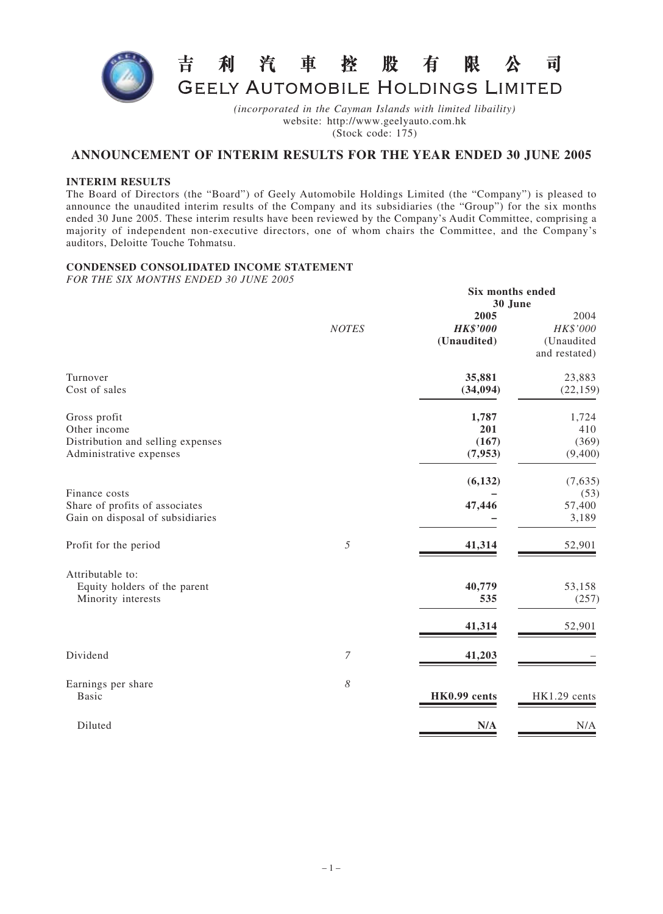# 吉利汽車控股有限公司

# GEELY AUTOMOBILE HOLDINGS LIMITED

*(incorporated in the Cayman Islands with limited libaility)*
website: http://www.geelyauto.com.hk
(Stock code: 175)

## ANNOUNCEMENT OF INTERIM RESULTS FOR THE YEAR ENDED 30 JUNE 2005

### INTERIM RESULTS

The Board of Directors (the "Board") of Geely Automobile Holdings Limited (the "Company") is pleased to announce the unaudited interim results of the Company and its subsidiaries (the "Group") for the six months ended 30 June 2005. These interim results have been reviewed by the Company's Audit Committee, comprising a majority of independent non-executive directors, one of whom chairs the Committee, and the Company's auditors, Deloitte Touche Tohmatsu.

### CONDENSED CONSOLIDATED INCOME STATEMENT

*FOR THE SIX MONTHS ENDED 30 JUNE 2005*

| | | Six months ended 30 June | |
|---|---|---|---|
| | *NOTES* | **2005** | 2004 |
| | | ***HK$'000*** | *HK$'000* |
| | | **(Unaudited)** | (Unaudited and restated) |
| Turnover | | **35,881** | 23,883 |
| Cost of sales | | **(34,094)** | (22,159) |
| Gross profit | | **1,787** | 1,724 |
| Other income | | **201** | 410 |
| Distribution and selling expenses | | **(167)** | (369) |
| Administrative expenses | | **(7,953)** | (9,400) |
| | | **(6,132)** | (7,635) |
| Finance costs | | **–** | (53) |
| Share of profits of associates | | **47,446** | 57,400 |
| Gain on disposal of subsidiaries | | **–** | 3,189 |
| Profit for the period | 5 | **41,314** | 52,901 |
| Attributable to: | | | |
| Equity holders of the parent | | **40,779** | 53,158 |
| Minority interests | | **535** | (257) |
| | | **41,314** | 52,901 |
| Dividend | 7 | **41,203** | – |
| Earnings per share | 8 | | |
| Basic | | **HK0.99 cents** | HK1.29 cents |
| Diluted | | **N/A** | N/A |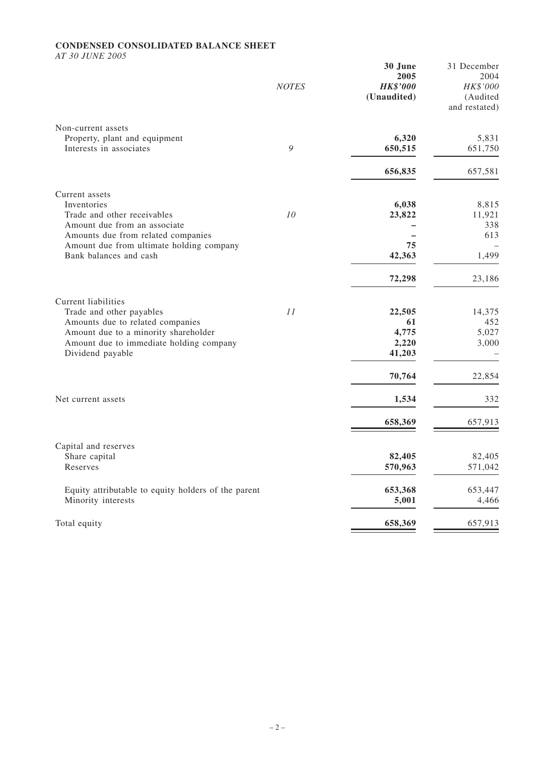**CONDENSED CONSOLIDATED BALANCE SHEET**
*AT 30 JUNE 2005*

| | *NOTES* | **30 June 2005 HK$'000 (Unaudited)** | 31 December 2004 HK$'000 (Audited and restated) |
|---|---|---|---|
| Non-current assets | | | |
| Property, plant and equipment | | **6,320** | 5,831 |
| Interests in associates | *9* | **650,515** | 651,750 |
| | | **656,835** | 657,581 |
| Current assets | | | |
| Inventories | | **6,038** | 8,815 |
| Trade and other receivables | *10* | **23,822** | 11,921 |
| Amount due from an associate | | **–** | 338 |
| Amounts due from related companies | | **–** | 613 |
| Amount due from ultimate holding company | | **75** | – |
| Bank balances and cash | | **42,363** | 1,499 |
| | | **72,298** | 23,186 |
| Current liabilities | | | |
| Trade and other payables | *11* | **22,505** | 14,375 |
| Amounts due to related companies | | **61** | 452 |
| Amount due to a minority shareholder | | **4,775** | 5,027 |
| Amount due to immediate holding company | | **2,220** | 3,000 |
| Dividend payable | | **41,203** | – |
| | | **70,764** | 22,854 |
| Net current assets | | **1,534** | 332 |
| | | **658,369** | 657,913 |
| Capital and reserves | | | |
| Share capital | | **82,405** | 82,405 |
| Reserves | | **570,963** | 571,042 |
| Equity attributable to equity holders of the parent | | **653,368** | 653,447 |
| Minority interests | | **5,001** | 4,466 |
| Total equity | | **658,369** | 657,913 |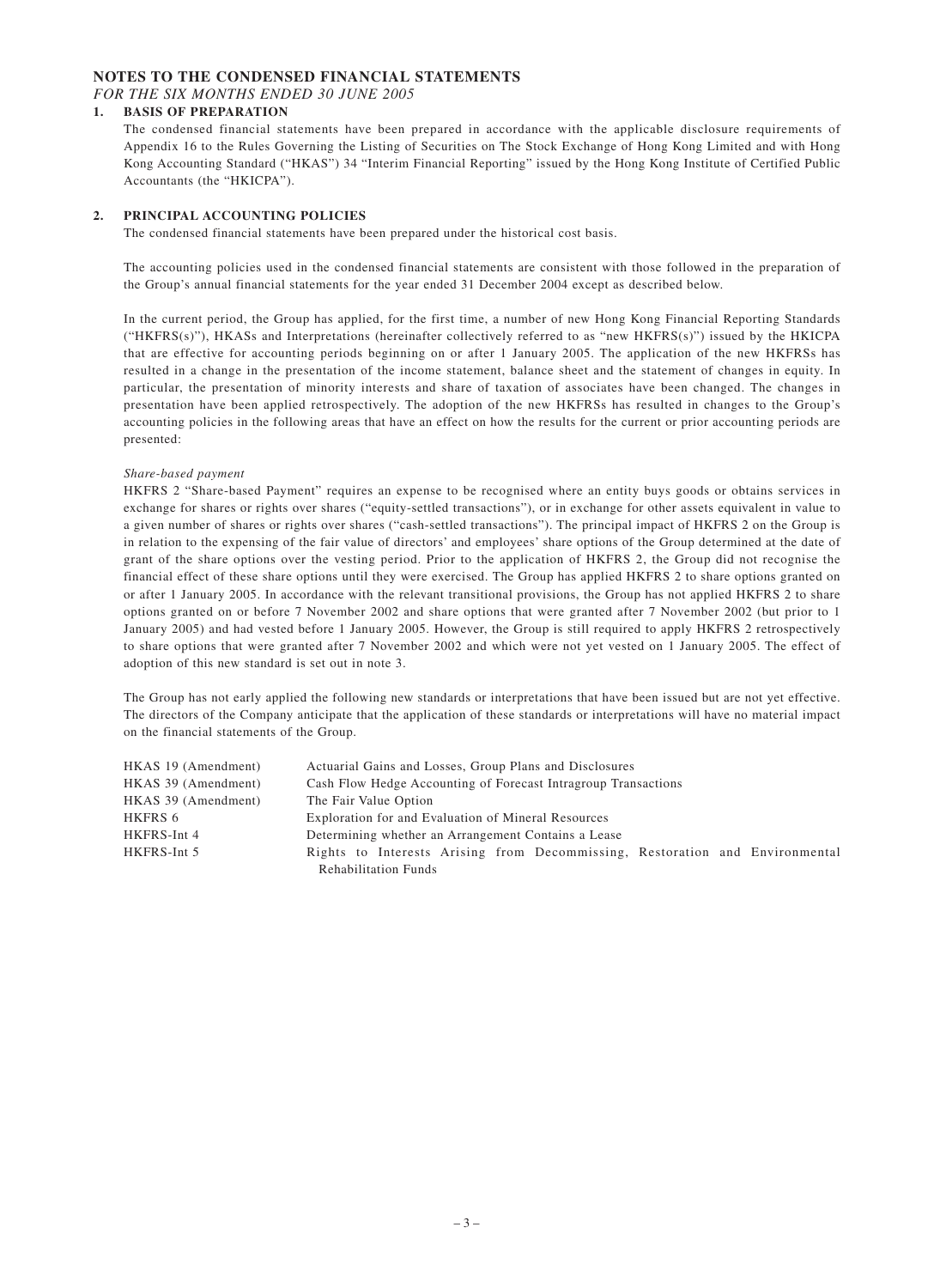## NOTES TO THE CONDENSED FINANCIAL STATEMENTS

*FOR THE SIX MONTHS ENDED 30 JUNE 2005*

### 1. BASIS OF PREPARATION

The condensed financial statements have been prepared in accordance with the applicable disclosure requirements of Appendix 16 to the Rules Governing the Listing of Securities on The Stock Exchange of Hong Kong Limited and with Hong Kong Accounting Standard ("HKAS") 34 "Interim Financial Reporting" issued by the Hong Kong Institute of Certified Public Accountants (the "HKICPA").

### 2. PRINCIPAL ACCOUNTING POLICIES

The condensed financial statements have been prepared under the historical cost basis.

The accounting policies used in the condensed financial statements are consistent with those followed in the preparation of the Group's annual financial statements for the year ended 31 December 2004 except as described below.

In the current period, the Group has applied, for the first time, a number of new Hong Kong Financial Reporting Standards ("HKFRS(s)"), HKASs and Interpretations (hereinafter collectively referred to as "new HKFRS(s)") issued by the HKICPA that are effective for accounting periods beginning on or after 1 January 2005. The application of the new HKFRSs has resulted in a change in the presentation of the income statement, balance sheet and the statement of changes in equity. In particular, the presentation of minority interests and share of taxation of associates have been changed. The changes in presentation have been applied retrospectively. The adoption of the new HKFRSs has resulted in changes to the Group's accounting policies in the following areas that have an effect on how the results for the current or prior accounting periods are presented:

*Share-based payment*

HKFRS 2 "Share-based Payment" requires an expense to be recognised where an entity buys goods or obtains services in exchange for shares or rights over shares ("equity-settled transactions"), or in exchange for other assets equivalent in value to a given number of shares or rights over shares ("cash-settled transactions"). The principal impact of HKFRS 2 on the Group is in relation to the expensing of the fair value of directors' and employees' share options of the Group determined at the date of grant of the share options over the vesting period. Prior to the application of HKFRS 2, the Group did not recognise the financial effect of these share options until they were exercised. The Group has applied HKFRS 2 to share options granted on or after 1 January 2005. In accordance with the relevant transitional provisions, the Group has not applied HKFRS 2 to share options granted on or before 7 November 2002 and share options that were granted after 7 November 2002 (but prior to 1 January 2005) and had vested before 1 January 2005. However, the Group is still required to apply HKFRS 2 retrospectively to share options that were granted after 7 November 2002 and which were not yet vested on 1 January 2005. The effect of adoption of this new standard is set out in note 3.

The Group has not early applied the following new standards or interpretations that have been issued but are not yet effective. The directors of the Company anticipate that the application of these standards or interpretations will have no material impact on the financial statements of the Group.

| | |
|---|---|
| HKAS 19 (Amendment) | Actuarial Gains and Losses, Group Plans and Disclosures |
| HKAS 39 (Amendment) | Cash Flow Hedge Accounting of Forecast Intragroup Transactions |
| HKAS 39 (Amendment) | The Fair Value Option |
| HKFRS 6 | Exploration for and Evaluation of Mineral Resources |
| HKFRS-Int 4 | Determining whether an Arrangement Contains a Lease |
| HKFRS-Int 5 | Rights to Interests Arising from Decommissioning, Restoration and Environmental Rehabilitation Funds |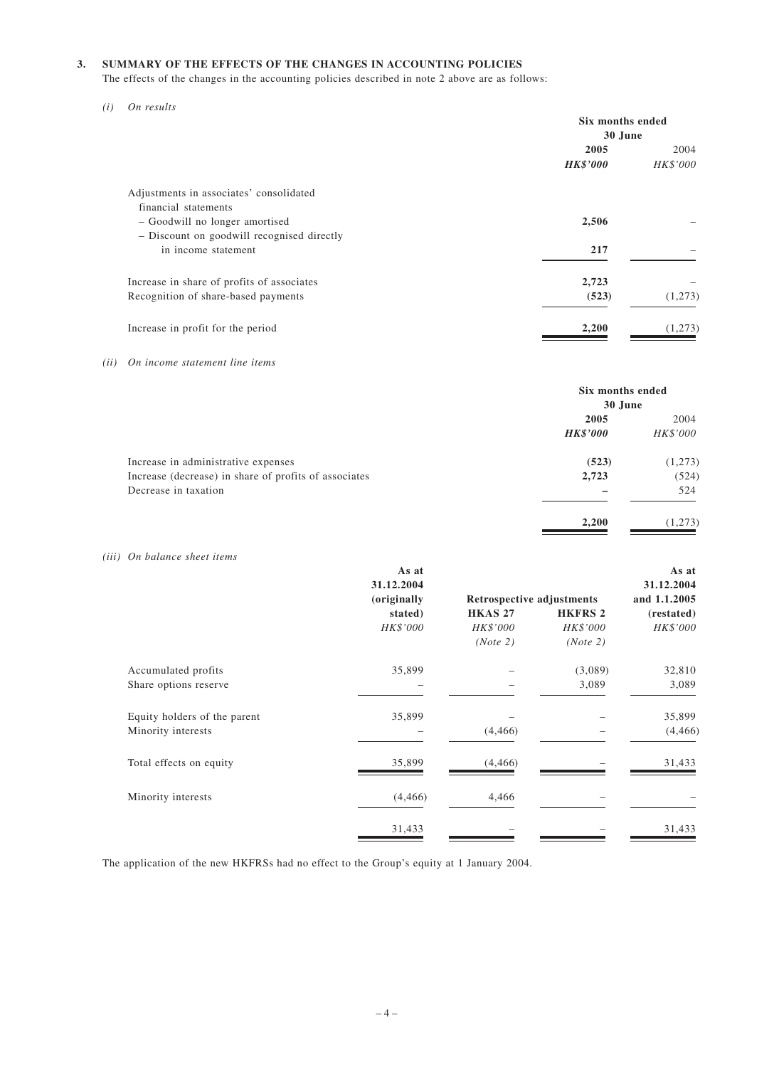### 3. SUMMARY OF THE EFFECTS OF THE CHANGES IN ACCOUNTING POLICIES

The effects of the changes in the accounting policies described in note 2 above are as follows:

*(i) On results*

| | Six months ended 30 June | |
|---|---|---|
| | **2005** | 2004 |
| | ***HK$'000*** | *HK$'000* |
| Adjustments in associates' consolidated financial statements | | |
| – Goodwill no longer amortised | **2,506** | – |
| – Discount on goodwill recognised directly in income statement | **217** | – |
| Increase in share of profits of associates | **2,723** | – |
| Recognition of share-based payments | **(523)** | (1,273) |
| Increase in profit for the period | **2,200** | (1,273) |

*(ii) On income statement line items*

| | Six months ended 30 June | |
|---|---|---|
| | **2005** | 2004 |
| | ***HK$'000*** | *HK$'000* |
| Increase in administrative expenses | **(523)** | (1,273) |
| Increase (decrease) in share of profits of associates | **2,723** | (524) |
| Decrease in taxation | **–** | 524 |
| | **2,200** | (1,273) |

*(iii) On balance sheet items*

| | As at 31.12.2004 (originally stated) | Retrospective adjustments | | As at 31.12.2004 and 1.1.2005 (restated) |
|---|---|---|---|---|
| | | **HKAS 27** | **HKFRS 2** | |
| | *HK$'000* | *HK$'000* *(Note 2)* | *HK$'000* *(Note 2)* | *HK$'000* |
| Accumulated profits | 35,899 | – | (3,089) | 32,810 |
| Share options reserve | – | – | 3,089 | 3,089 |
| Equity holders of the parent | 35,899 | – | – | 35,899 |
| Minority interests | – | (4,466) | – | (4,466) |
| Total effects on equity | 35,899 | (4,466) | – | 31,433 |
| Minority interests | (4,466) | 4,466 | – | – |
| | 31,433 | – | – | 31,433 |

The application of the new HKFRSs had no effect to the Group's equity at 1 January 2004.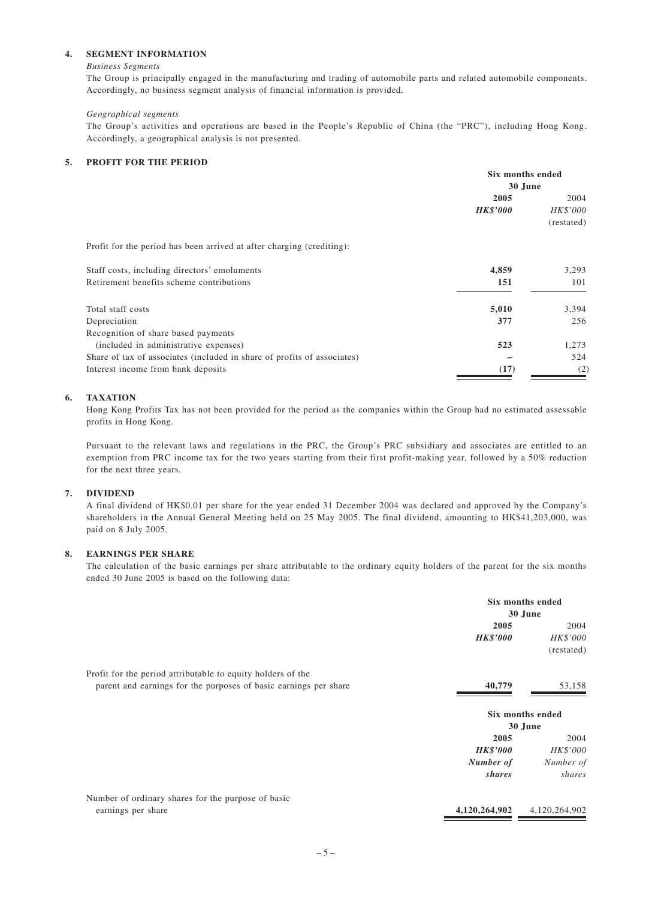## 4. SEGMENT INFORMATION

*Business Segments*

The Group is principally engaged in the manufacturing and trading of automobile parts and related automobile components. Accordingly, no business segment analysis of financial information is provided.

*Geographical segments*

The Group's activities and operations are based in the People's Republic of China (the "PRC"), including Hong Kong. Accordingly, a geographical analysis is not presented.

## 5. PROFIT FOR THE PERIOD

| | Six months ended 30 June | |
|---|---|---|
| | **2005** | 2004 |
| | ***HK$'000*** | *HK$'000* |
| | | (restated) |
| Profit for the period has been arrived at after charging (crediting): | | |
| Staff costs, including directors' emoluments | **4,859** | 3,293 |
| Retirement benefits scheme contributions | **151** | 101 |
| Total staff costs | **5,010** | 3,394 |
| Depreciation | **377** | 256 |
| Recognition of share based payments (included in administrative expenses) | **523** | 1,273 |
| Share of tax of associates (included in share of profits of associates) | **–** | 524 |
| Interest income from bank deposits | **(17)** | (2) |

## 6. TAXATION

Hong Kong Profits Tax has not been provided for the period as the companies within the Group had no estimated assessable profits in Hong Kong.

Pursuant to the relevant laws and regulations in the PRC, the Group's PRC subsidiary and associates are entitled to an exemption from PRC income tax for the two years starting from their first profit-making year, followed by a 50% reduction for the next three years.

## 7. DIVIDEND

A final dividend of HK$0.01 per share for the year ended 31 December 2004 was declared and approved by the Company's shareholders in the Annual General Meeting held on 25 May 2005. The final dividend, amounting to HK$41,203,000, was paid on 8 July 2005.

## 8. EARNINGS PER SHARE

The calculation of the basic earnings per share attributable to the ordinary equity holders of the parent for the six months ended 30 June 2005 is based on the following data:

| | Six months ended 30 June | |
|---|---|---|
| | **2005** | 2004 |
| | ***HK$'000*** | *HK$'000* |
| | | (restated) |
| Profit for the period attributable to equity holders of the parent and earnings for the purposes of basic earnings per share | **40,779** | 53,158 |

| | Six months ended 30 June | |
|---|---|---|
| | **2005** | 2004 |
| | ***HK$'000*** | *HK$'000* |
| | ***Number of shares*** | *Number of shares* |
| Number of ordinary shares for the purpose of basic earnings per share | **4,120,264,902** | 4,120,264,902 |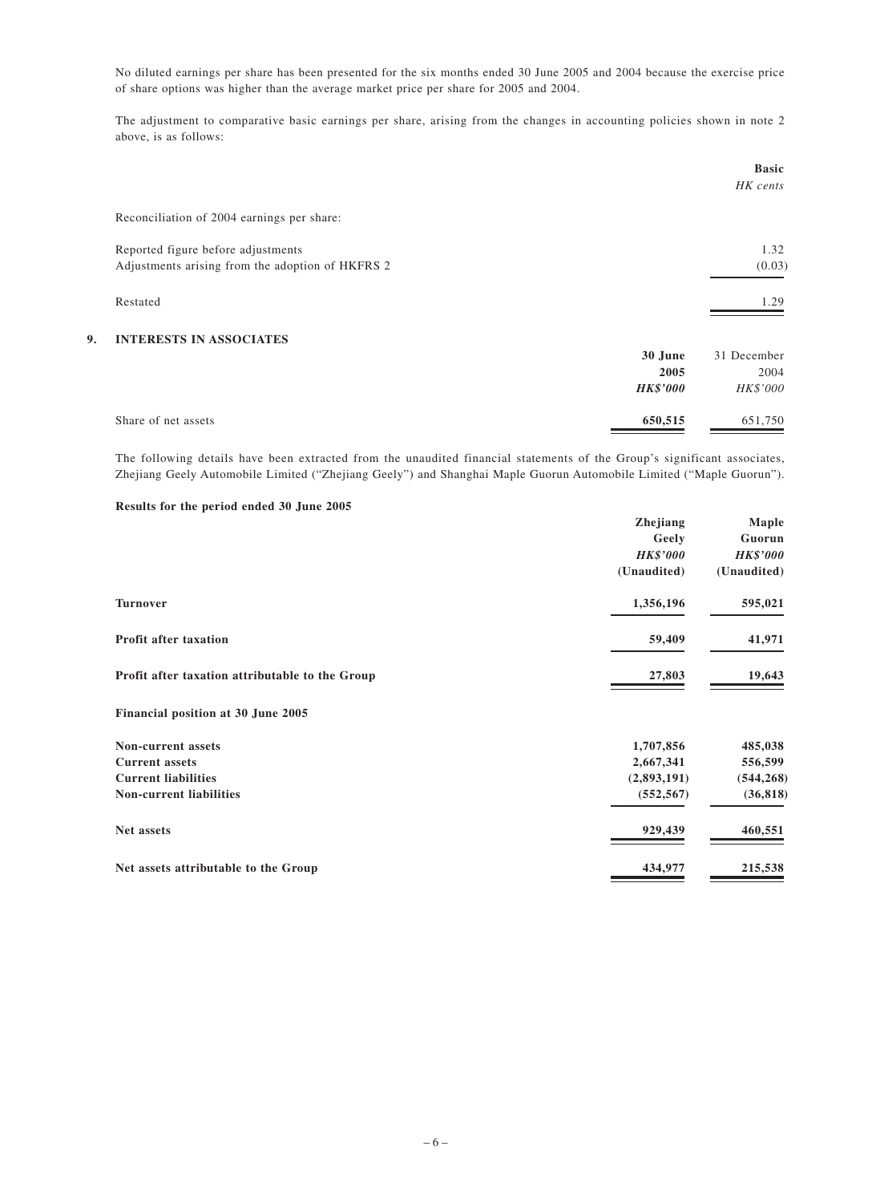No diluted earnings per share has been presented for the six months ended 30 June 2005 and 2004 because the exercise price of share options was higher than the average market price per share for 2005 and 2004.

The adjustment to comparative basic earnings per share, arising from the changes in accounting policies shown in note 2 above, is as follows:

| | **Basic** |
|---|---|
| | *HK cents* |
| Reconciliation of 2004 earnings per share: | |
| Reported figure before adjustments | 1.32 |
| Adjustments arising from the adoption of HKFRS 2 | (0.03) |
| Restated | 1.29 |

## 9. INTERESTS IN ASSOCIATES

| | **30 June 2005** | 31 December 2004 |
|---|---|---|
| | ***HK$'000*** | *HK$'000* |
| Share of net assets | **650,515** | 651,750 |

The following details have been extracted from the unaudited financial statements of the Group's significant associates, Zhejiang Geely Automobile Limited ("Zhejiang Geely") and Shanghai Maple Guorun Automobile Limited ("Maple Guorun").

**Results for the period ended 30 June 2005**

| | **Zhejiang Geely** | **Maple Guorun** |
|---|---|---|
| | ***HK$'000*** | ***HK$'000*** |
| | **(Unaudited)** | **(Unaudited)** |
| **Turnover** | **1,356,196** | **595,021** |
| **Profit after taxation** | **59,409** | **41,971** |
| **Profit after taxation attributable to the Group** | **27,803** | **19,643** |
| **Financial position at 30 June 2005** | | |
| **Non-current assets** | **1,707,856** | **485,038** |
| **Current assets** | **2,667,341** | **556,599** |
| **Current liabilities** | **(2,893,191)** | **(544,268)** |
| **Non-current liabilities** | **(552,567)** | **(36,818)** |
| **Net assets** | **929,439** | **460,551** |
| **Net assets attributable to the Group** | **434,977** | **215,538** |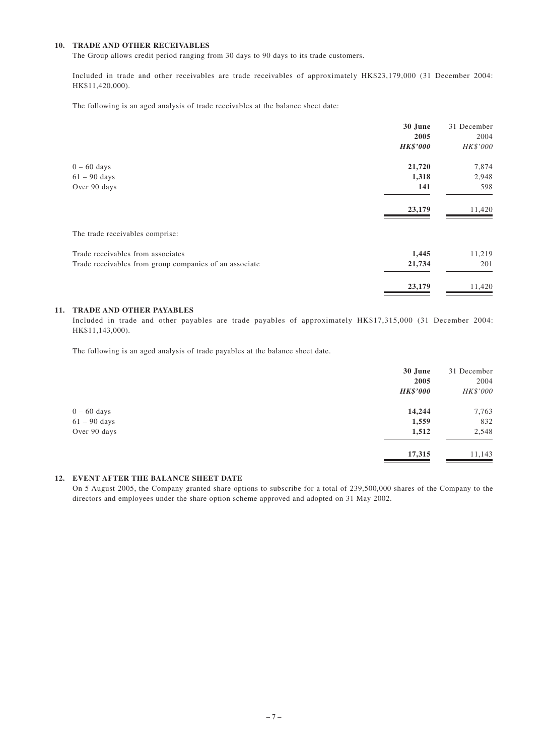### 10. TRADE AND OTHER RECEIVABLES

The Group allows credit period ranging from 30 days to 90 days to its trade customers.

Included in trade and other receivables are trade receivables of approximately HK$23,179,000 (31 December 2004: HK$11,420,000).

The following is an aged analysis of trade receivables at the balance sheet date:

| | **30 June 2005** | 31 December 2004 |
|---|---|---|
| | ***HK$'000*** | *HK$'000* |
| 0 – 60 days | **21,720** | 7,874 |
| 61 – 90 days | **1,318** | 2,948 |
| Over 90 days | **141** | 598 |
| | **23,179** | 11,420 |

The trade receivables comprise:

| | **30 June 2005** | 31 December 2004 |
|---|---|---|
| Trade receivables from associates | **1,445** | 11,219 |
| Trade receivables from group companies of an associate | **21,734** | 201 |
| | **23,179** | 11,420 |

### 11. TRADE AND OTHER PAYABLES

Included in trade and other payables are trade payables of approximately HK$17,315,000 (31 December 2004: HK$11,143,000).

The following is an aged analysis of trade payables at the balance sheet date.

| | **30 June 2005** | 31 December 2004 |
|---|---|---|
| | ***HK$'000*** | *HK$'000* |
| 0 – 60 days | **14,244** | 7,763 |
| 61 – 90 days | **1,559** | 832 |
| Over 90 days | **1,512** | 2,548 |
| | **17,315** | 11,143 |

### 12. EVENT AFTER THE BALANCE SHEET DATE

On 5 August 2005, the Company granted share options to subscribe for a total of 239,500,000 shares of the Company to the directors and employees under the share option scheme approved and adopted on 31 May 2002.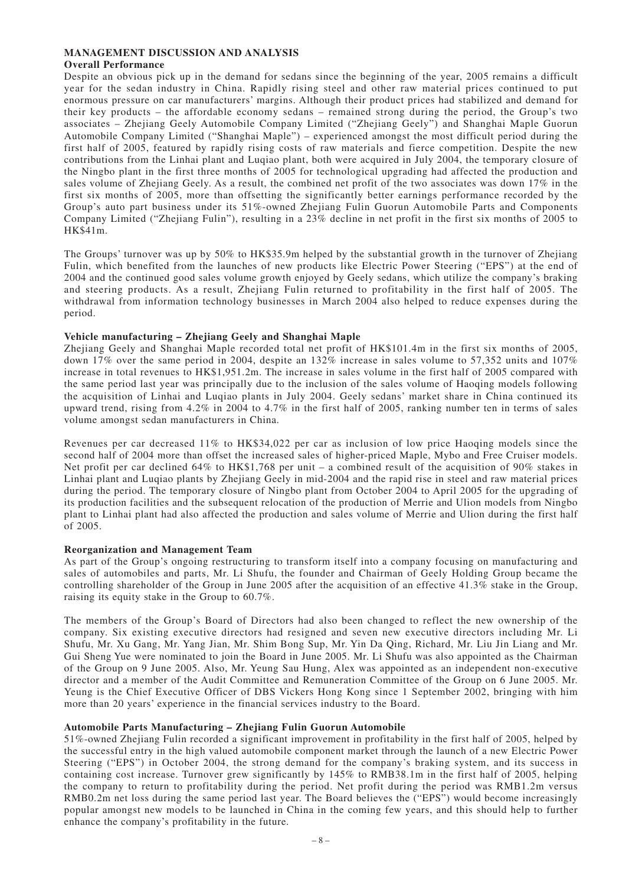## MANAGEMENT DISCUSSION AND ANALYSIS

### Overall Performance

Despite an obvious pick up in the demand for sedans since the beginning of the year, 2005 remains a difficult year for the sedan industry in China. Rapidly rising steel and other raw material prices continued to put enormous pressure on car manufacturers' margins. Although their product prices had stabilized and demand for their key products – the affordable economy sedans – remained strong during the period, the Group's two associates – Zhejiang Geely Automobile Company Limited ("Zhejiang Geely") and Shanghai Maple Guorun Automobile Company Limited ("Shanghai Maple") – experienced amongst the most difficult period during the first half of 2005, featured by rapidly rising costs of raw materials and fierce competition. Despite the new contributions from the Linhai plant and Luqiao plant, both were acquired in July 2004, the temporary closure of the Ningbo plant in the first three months of 2005 for technological upgrading had affected the production and sales volume of Zhejiang Geely. As a result, the combined net profit of the two associates was down 17% in the first six months of 2005, more than offsetting the significantly better earnings performance recorded by the Group's auto part business under its 51%-owned Zhejiang Fulin Guorun Automobile Parts and Components Company Limited ("Zhejiang Fulin"), resulting in a 23% decline in net profit in the first six months of 2005 to HK$41m.

The Groups' turnover was up by 50% to HK$35.9m helped by the substantial growth in the turnover of Zhejiang Fulin, which benefited from the launches of new products like Electric Power Steering ("EPS") at the end of 2004 and the continued good sales volume growth enjoyed by Geely sedans, which utilize the company's braking and steering products. As a result, Zhejiang Fulin returned to profitability in the first half of 2005. The withdrawal from information technology businesses in March 2004 also helped to reduce expenses during the period.

### Vehicle manufacturing – Zhejiang Geely and Shanghai Maple

Zhejiang Geely and Shanghai Maple recorded total net profit of HK$101.4m in the first six months of 2005, down 17% over the same period in 2004, despite an 132% increase in sales volume to 57,352 units and 107% increase in total revenues to HK$1,951.2m. The increase in sales volume in the first half of 2005 compared with the same period last year was principally due to the inclusion of the sales volume of Haoqing models following the acquisition of Linhai and Luqiao plants in July 2004. Geely sedans' market share in China continued its upward trend, rising from 4.2% in 2004 to 4.7% in the first half of 2005, ranking number ten in terms of sales volume amongst sedan manufacturers in China.

Revenues per car decreased 11% to HK$34,022 per car as inclusion of low price Haoqing models since the second half of 2004 more than offset the increased sales of higher-priced Maple, Mybo and Free Cruiser models. Net profit per car declined 64% to HK$1,768 per unit – a combined result of the acquisition of 90% stakes in Linhai plant and Luqiao plants by Zhejiang Geely in mid-2004 and the rapid rise in steel and raw material prices during the period. The temporary closure of Ningbo plant from October 2004 to April 2005 for the upgrading of its production facilities and the subsequent relocation of the production of Merrie and Ulion models from Ningbo plant to Linhai plant had also affected the production and sales volume of Merrie and Ulion during the first half of 2005.

### Reorganization and Management Team

As part of the Group's ongoing restructuring to transform itself into a company focusing on manufacturing and sales of automobiles and parts, Mr. Li Shufu, the founder and Chairman of Geely Holding Group became the controlling shareholder of the Group in June 2005 after the acquisition of an effective 41.3% stake in the Group, raising its equity stake in the Group to 60.7%.

The members of the Group's Board of Directors had also been changed to reflect the new ownership of the company. Six existing executive directors had resigned and seven new executive directors including Mr. Li Shufu, Mr. Xu Gang, Mr. Yang Jian, Mr. Shim Bong Sup, Mr. Yin Da Qing, Richard, Mr. Liu Jin Liang and Mr. Gui Sheng Yue were nominated to join the Board in June 2005. Mr. Li Shufu was also appointed as the Chairman of the Group on 9 June 2005. Also, Mr. Yeung Sau Hung, Alex was appointed as an independent non-executive director and a member of the Audit Committee and Remuneration Committee of the Group on 6 June 2005. Mr. Yeung is the Chief Executive Officer of DBS Vickers Hong Kong since 1 September 2002, bringing with him more than 20 years' experience in the financial services industry to the Board.

### Automobile Parts Manufacturing – Zhejiang Fulin Guorun Automobile

51%-owned Zhejiang Fulin recorded a significant improvement in profitability in the first half of 2005, helped by the successful entry in the high valued automobile component market through the launch of a new Electric Power Steering ("EPS") in October 2004, the strong demand for the company's braking system, and its success in containing cost increase. Turnover grew significantly by 145% to RMB38.1m in the first half of 2005, helping the company to return to profitability during the period. Net profit during the period was RMB1.2m versus RMB0.2m net loss during the same period last year. The Board believes the ("EPS") would become increasingly popular amongst new models to be launched in China in the coming few years, and this should help to further enhance the company's profitability in the future.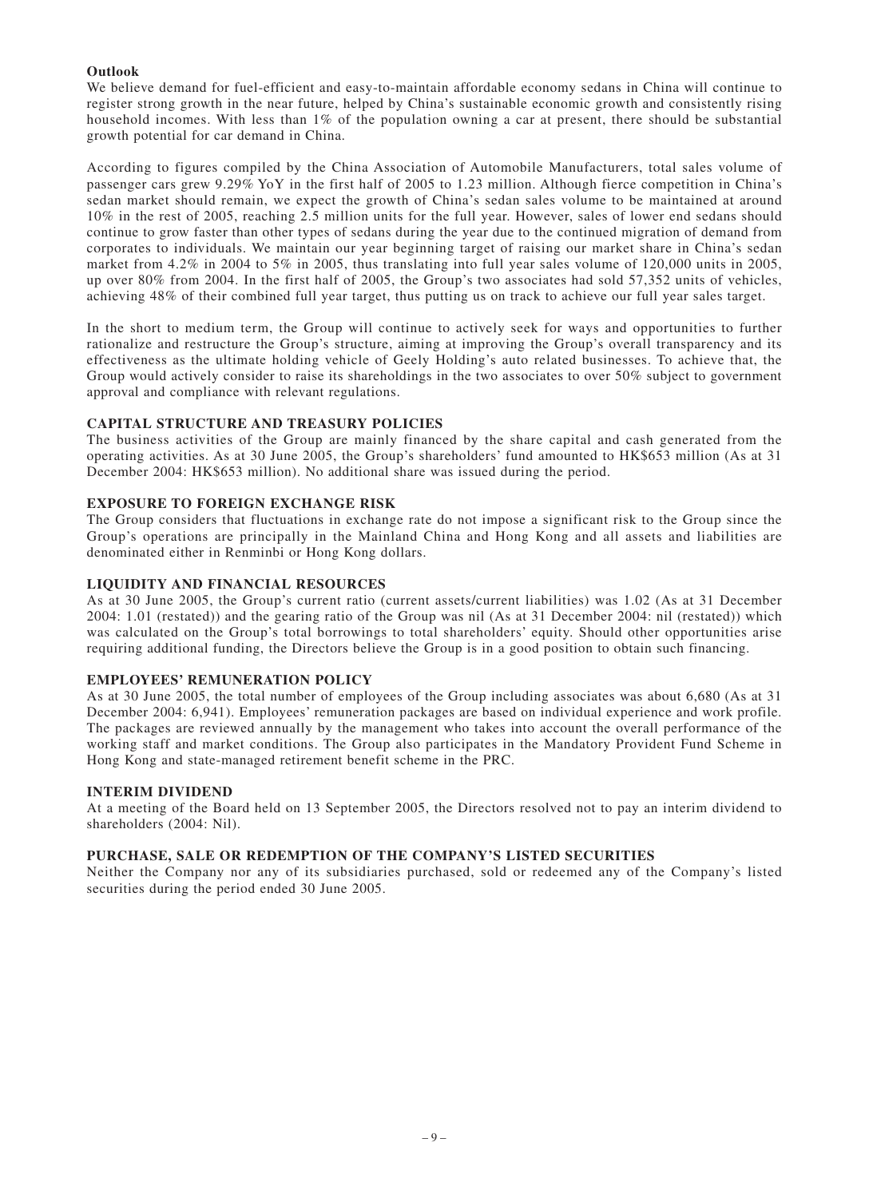**Outlook**

We believe demand for fuel-efficient and easy-to-maintain affordable economy sedans in China will continue to register strong growth in the near future, helped by China's sustainable economic growth and consistently rising household incomes. With less than 1% of the population owning a car at present, there should be substantial growth potential for car demand in China.

According to figures compiled by the China Association of Automobile Manufacturers, total sales volume of passenger cars grew 9.29% YoY in the first half of 2005 to 1.23 million. Although fierce competition in China's sedan market should remain, we expect the growth of China's sedan sales volume to be maintained at around 10% in the rest of 2005, reaching 2.5 million units for the full year. However, sales of lower end sedans should continue to grow faster than other types of sedans during the year due to the continued migration of demand from corporates to individuals. We maintain our year beginning target of raising our market share in China's sedan market from 4.2% in 2004 to 5% in 2005, thus translating into full year sales volume of 120,000 units in 2005, up over 80% from 2004. In the first half of 2005, the Group's two associates had sold 57,352 units of vehicles, achieving 48% of their combined full year target, thus putting us on track to achieve our full year sales target.

In the short to medium term, the Group will continue to actively seek for ways and opportunities to further rationalize and restructure the Group's structure, aiming at improving the Group's overall transparency and its effectiveness as the ultimate holding vehicle of Geely Holding's auto related businesses. To achieve that, the Group would actively consider to raise its shareholdings in the two associates to over 50% subject to government approval and compliance with relevant regulations.

**CAPITAL STRUCTURE AND TREASURY POLICIES**

The business activities of the Group are mainly financed by the share capital and cash generated from the operating activities. As at 30 June 2005, the Group's shareholders' fund amounted to HK$653 million (As at 31 December 2004: HK$653 million). No additional share was issued during the period.

**EXPOSURE TO FOREIGN EXCHANGE RISK**

The Group considers that fluctuations in exchange rate do not impose a significant risk to the Group since the Group's operations are principally in the Mainland China and Hong Kong and all assets and liabilities are denominated either in Renminbi or Hong Kong dollars.

**LIQUIDITY AND FINANCIAL RESOURCES**

As at 30 June 2005, the Group's current ratio (current assets/current liabilities) was 1.02 (As at 31 December 2004: 1.01 (restated)) and the gearing ratio of the Group was nil (As at 31 December 2004: nil (restated)) which was calculated on the Group's total borrowings to total shareholders' equity. Should other opportunities arise requiring additional funding, the Directors believe the Group is in a good position to obtain such financing.

**EMPLOYEES' REMUNERATION POLICY**

As at 30 June 2005, the total number of employees of the Group including associates was about 6,680 (As at 31 December 2004: 6,941). Employees' remuneration packages are based on individual experience and work profile. The packages are reviewed annually by the management who takes into account the overall performance of the working staff and market conditions. The Group also participates in the Mandatory Provident Fund Scheme in Hong Kong and state-managed retirement benefit scheme in the PRC.

**INTERIM DIVIDEND**

At a meeting of the Board held on 13 September 2005, the Directors resolved not to pay an interim dividend to shareholders (2004: Nil).

**PURCHASE, SALE OR REDEMPTION OF THE COMPANY'S LISTED SECURITIES**

Neither the Company nor any of its subsidiaries purchased, sold or redeemed any of the Company's listed securities during the period ended 30 June 2005.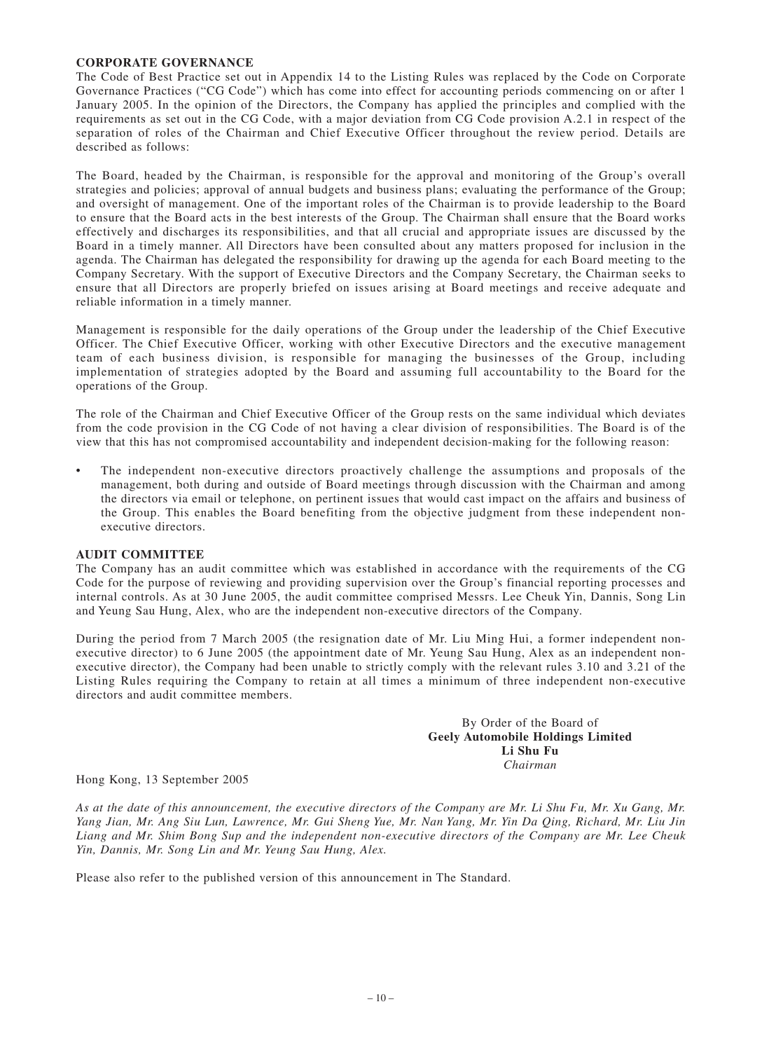## CORPORATE GOVERNANCE

The Code of Best Practice set out in Appendix 14 to the Listing Rules was replaced by the Code on Corporate Governance Practices ("CG Code") which has come into effect for accounting periods commencing on or after 1 January 2005. In the opinion of the Directors, the Company has applied the principles and complied with the requirements as set out in the CG Code, with a major deviation from CG Code provision A.2.1 in respect of the separation of roles of the Chairman and Chief Executive Officer throughout the review period. Details are described as follows:

The Board, headed by the Chairman, is responsible for the approval and monitoring of the Group's overall strategies and policies; approval of annual budgets and business plans; evaluating the performance of the Group; and oversight of management. One of the important roles of the Chairman is to provide leadership to the Board to ensure that the Board acts in the best interests of the Group. The Chairman shall ensure that the Board works effectively and discharges its responsibilities, and that all crucial and appropriate issues are discussed by the Board in a timely manner. All Directors have been consulted about any matters proposed for inclusion in the agenda. The Chairman has delegated the responsibility for drawing up the agenda for each Board meeting to the Company Secretary. With the support of Executive Directors and the Company Secretary, the Chairman seeks to ensure that all Directors are properly briefed on issues arising at Board meetings and receive adequate and reliable information in a timely manner.

Management is responsible for the daily operations of the Group under the leadership of the Chief Executive Officer. The Chief Executive Officer, working with other Executive Directors and the executive management team of each business division, is responsible for managing the businesses of the Group, including implementation of strategies adopted by the Board and assuming full accountability to the Board for the operations of the Group.

The role of the Chairman and Chief Executive Officer of the Group rests on the same individual which deviates from the code provision in the CG Code of not having a clear division of responsibilities. The Board is of the view that this has not compromised accountability and independent decision-making for the following reason:

- The independent non-executive directors proactively challenge the assumptions and proposals of the management, both during and outside of Board meetings through discussion with the Chairman and among the directors via email or telephone, on pertinent issues that would cast impact on the affairs and business of the Group. This enables the Board benefiting from the objective judgment from these independent non-executive directors.

## AUDIT COMMITTEE

The Company has an audit committee which was established in accordance with the requirements of the CG Code for the purpose of reviewing and providing supervision over the Group's financial reporting processes and internal controls. As at 30 June 2005, the audit committee comprised Messrs. Lee Cheuk Yin, Dannis, Song Lin and Yeung Sau Hung, Alex, who are the independent non-executive directors of the Company.

During the period from 7 March 2005 (the resignation date of Mr. Liu Ming Hui, a former independent non-executive director) to 6 June 2005 (the appointment date of Mr. Yeung Sau Hung, Alex as an independent non-executive director), the Company had been unable to strictly comply with the relevant rules 3.10 and 3.21 of the Listing Rules requiring the Company to retain at all times a minimum of three independent non-executive directors and audit committee members.

By Order of the Board of
**Geely Automobile Holdings Limited**
**Li Shu Fu**
*Chairman*

Hong Kong, 13 September 2005

*As at the date of this announcement, the executive directors of the Company are Mr. Li Shu Fu, Mr. Xu Gang, Mr. Yang Jian, Mr. Ang Siu Lun, Lawrence, Mr. Gui Sheng Yue, Mr. Nan Yang, Mr. Yin Da Qing, Richard, Mr. Liu Jin Liang and Mr. Shim Bong Sup and the independent non-executive directors of the Company are Mr. Lee Cheuk Yin, Dannis, Mr. Song Lin and Mr. Yeung Sau Hung, Alex.*

Please also refer to the published version of this announcement in The Standard.